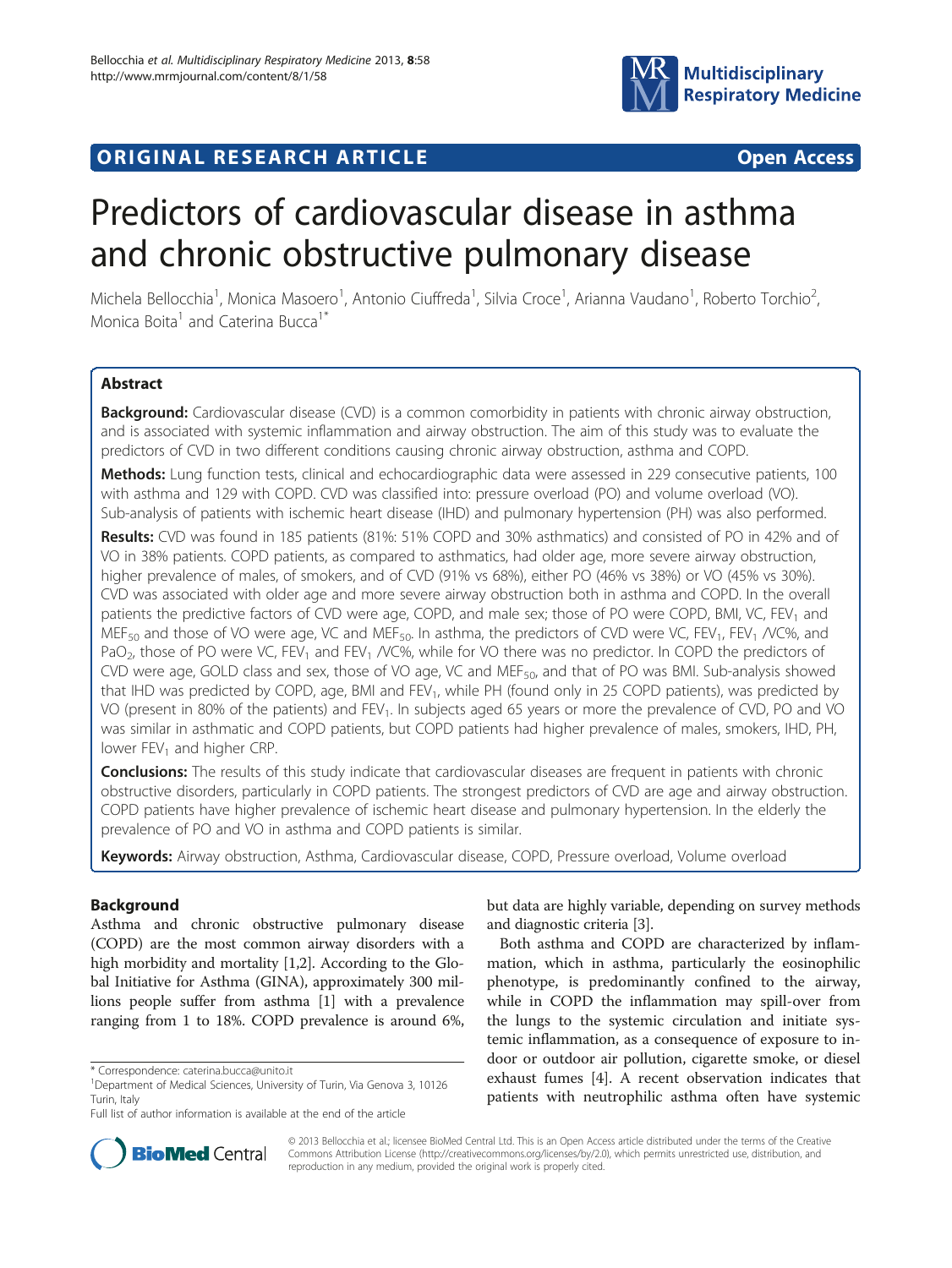**ORIGINAL RESEARCH ARTICLE** **Open Access**

# Predictors of cardiovascular disease in asthma and chronic obstructive pulmonary disease

Michela Bellocchia[1], Monica Masoero[1], Antonio Ciuffreda[1], Silvia Croce[1], Arianna Vaudano[1], Roberto Torchio[2], Monica Boita[1] and Caterina Bucca[1*]

## Abstract

**Background:** Cardiovascular disease (CVD) is a common comorbidity in patients with chronic airway obstruction, and is associated with systemic inflammation and airway obstruction. The aim of this study was to evaluate the predictors of CVD in two different conditions causing chronic airway obstruction, asthma and COPD.

**Methods:** Lung function tests, clinical and echocardiographic data were assessed in 229 consecutive patients, 100 with asthma and 129 with COPD. CVD was classified into: pressure overload (PO) and volume overload (VO). Sub-analysis of patients with ischemic heart disease (IHD) and pulmonary hypertension (PH) was also performed.

**Results:** CVD was found in 185 patients (81%: 51% COPD and 30% asthmatics) and consisted of PO in 42% and of VO in 38% patients. COPD patients, as compared to asthmatics, had older age, more severe airway obstruction, higher prevalence of males, of smokers, and of CVD (91% vs 68%), either PO (46% vs 38%) or VO (45% vs 30%). CVD was associated with older age and more severe airway obstruction both in asthma and COPD. In the overall patients the predictive factors of CVD were age, COPD, and male sex; those of PO were COPD, BMI, VC, $FEV_1$ and $MEF_{50}$ and those of VO were age, VC and $MEF_{50}$. In asthma, the predictors of CVD were VC, $FEV_1$, $FEV_1$ /VC%, and $PaO_2$, those of PO were VC, $FEV_1$ and $FEV_1$ /VC%, while for VO there was no predictor. In COPD the predictors of CVD were age, GOLD class and sex, those of VO age, VC and $MEF_{50}$, and that of PO was BMI. Sub-analysis showed that IHD was predicted by COPD, age, BMI and $FEV_1$, while PH (found only in 25 COPD patients), was predicted by VO (present in 80% of the patients) and $FEV_1$. In subjects aged 65 years or more the prevalence of CVD, PO and VO was similar in asthmatic and COPD patients, but COPD patients had higher prevalence of males, smokers, IHD, PH, lower $FEV_1$ and higher CRP.

**Conclusions:** The results of this study indicate that cardiovascular diseases are frequent in patients with chronic obstructive disorders, particularly in COPD patients. The strongest predictors of CVD are age and airway obstruction. COPD patients have higher prevalence of ischemic heart disease and pulmonary hypertension. In the elderly the prevalence of PO and VO in asthma and COPD patients is similar.

**Keywords:** Airway obstruction, Asthma, Cardiovascular disease, COPD, Pressure overload, Volume overload

## Background

Asthma and chronic obstructive pulmonary disease (COPD) are the most common airway disorders with a high morbidity and mortality [1,2]. According to the Global Initiative for Asthma (GINA), approximately 300 millions people suffer from asthma [1] with a prevalence ranging from 1 to 18%. COPD prevalence is around 6%, but data are highly variable, depending on survey methods and diagnostic criteria [3].

Both asthma and COPD are characterized by inflammation, which in asthma, particularly the eosinophilic phenotype, is predominantly confined to the airway, while in COPD the inflammation may spill-over from the lungs to the systemic circulation and initiate systemic inflammation, as a consequence of exposure to indoor or outdoor air pollution, cigarette smoke, or diesel exhaust fumes [4]. A recent observation indicates that patients with neutrophilic asthma often have systemic

\* Correspondence: caterina.bucca@unito.it
[1]Department of Medical Sciences, University of Turin, Via Genova 3, 10126 Turin, Italy
Full list of author information is available at the end of the article

© 2013 Bellocchia et al.; licensee BioMed Central Ltd. This is an Open Access article distributed under the terms of the Creative Commons Attribution License (http://creativecommons.org/licenses/by/2.0), which permits unrestricted use, distribution, and reproduction in any medium, provided the original work is properly cited.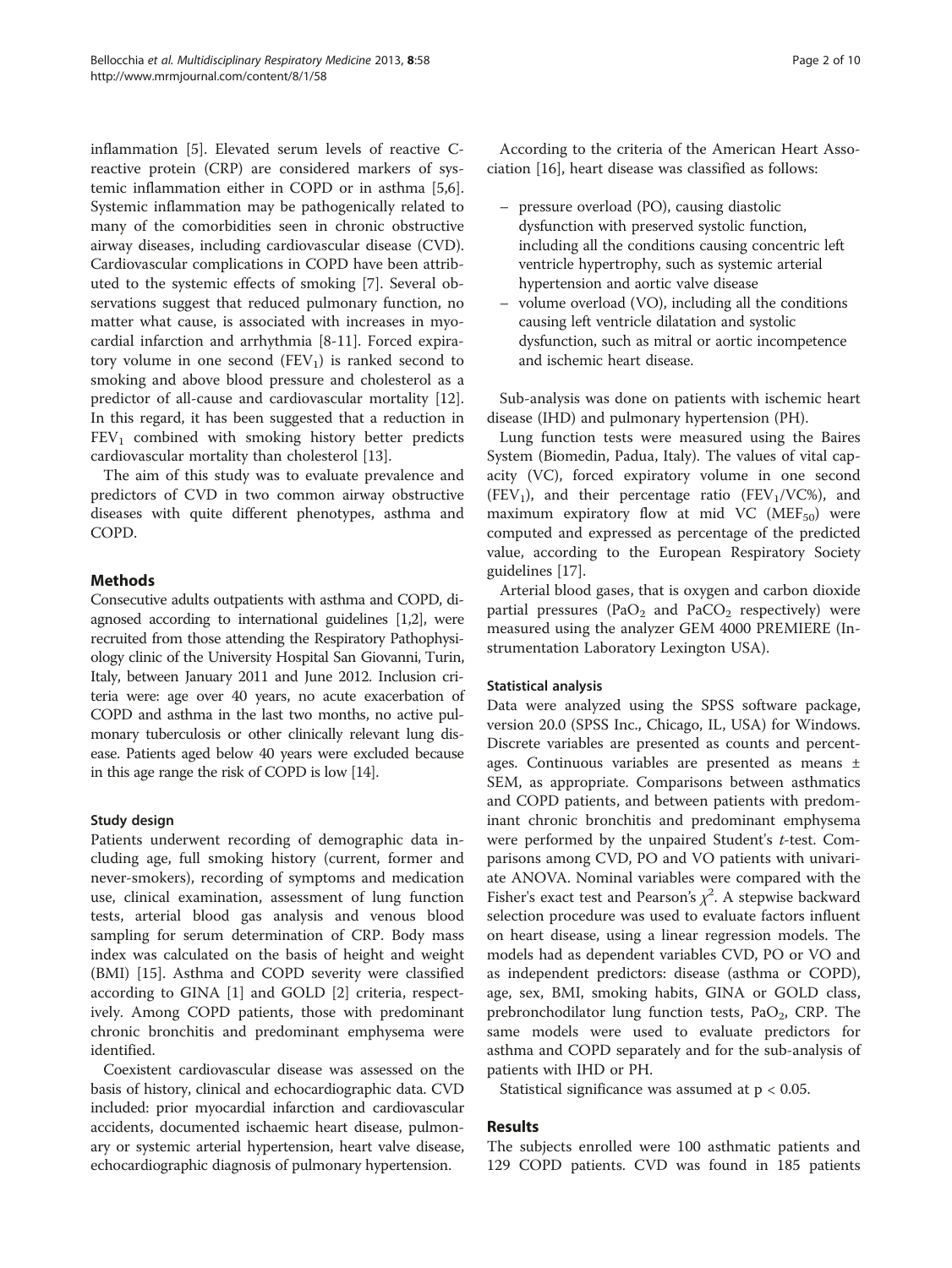inflammation [5]. Elevated serum levels of reactive C-reactive protein (CRP) are considered markers of systemic inflammation either in COPD or in asthma [5,6]. Systemic inflammation may be pathogenically related to many of the comorbidities seen in chronic obstructive airway diseases, including cardiovascular disease (CVD). Cardiovascular complications in COPD have been attributed to the systemic effects of smoking [7]. Several observations suggest that reduced pulmonary function, no matter what cause, is associated with increases in myocardial infarction and arrhythmia [8-11]. Forced expiratory volume in one second ($FEV_1$) is ranked second to smoking and above blood pressure and cholesterol as a predictor of all-cause and cardiovascular mortality [12]. In this regard, it has been suggested that a reduction in $FEV_1$ combined with smoking history better predicts cardiovascular mortality than cholesterol [13].

The aim of this study was to evaluate prevalence and predictors of CVD in two common airway obstructive diseases with quite different phenotypes, asthma and COPD.

## Methods

Consecutive adults outpatients with asthma and COPD, diagnosed according to international guidelines [1,2], were recruited from those attending the Respiratory Pathophysiology clinic of the University Hospital San Giovanni, Turin, Italy, between January 2011 and June 2012. Inclusion criteria were: age over 40 years, no acute exacerbation of COPD and asthma in the last two months, no active pulmonary tuberculosis or other clinically relevant lung disease. Patients aged below 40 years were excluded because in this age range the risk of COPD is low [14].

### Study design

Patients underwent recording of demographic data including age, full smoking history (current, former and never-smokers), recording of symptoms and medication use, clinical examination, assessment of lung function tests, arterial blood gas analysis and venous blood sampling for serum determination of CRP. Body mass index was calculated on the basis of height and weight (BMI) [15]. Asthma and COPD severity were classified according to GINA [1] and GOLD [2] criteria, respectively. Among COPD patients, those with predominant chronic bronchitis and predominant emphysema were identified.

Coexistent cardiovascular disease was assessed on the basis of history, clinical and echocardiographic data. CVD included: prior myocardial infarction and cardiovascular accidents, documented ischaemic heart disease, pulmonary or systemic arterial hypertension, heart valve disease, echocardiographic diagnosis of pulmonary hypertension.

According to the criteria of the American Heart Association [16], heart disease was classified as follows:

- pressure overload (PO), causing diastolic dysfunction with preserved systolic function, including all the conditions causing concentric left ventricle hypertrophy, such as systemic arterial hypertension and aortic valve disease
- volume overload (VO), including all the conditions causing left ventricle dilatation and systolic dysfunction, such as mitral or aortic incompetence and ischemic heart disease.

Sub-analysis was done on patients with ischemic heart disease (IHD) and pulmonary hypertension (PH).

Lung function tests were measured using the Baires System (Biomedin, Padua, Italy). The values of vital capacity (VC), forced expiratory volume in one second ($FEV_1$), and their percentage ratio ($FEV_1/VC\%$), and maximum expiratory flow at mid VC ($MEF_{50}$) were computed and expressed as percentage of the predicted value, according to the European Respiratory Society guidelines [17].

Arterial blood gases, that is oxygen and carbon dioxide partial pressures ($PaO_2$ and $PaCO_2$ respectively) were measured using the analyzer GEM 4000 PREMIERE (Instrumentation Laboratory Lexington USA).

### Statistical analysis

Data were analyzed using the SPSS software package, version 20.0 (SPSS Inc., Chicago, IL, USA) for Windows. Discrete variables are presented as counts and percentages. Continuous variables are presented as means ± SEM, as appropriate. Comparisons between asthmatics and COPD patients, and between patients with predominant chronic bronchitis and predominant emphysema were performed by the unpaired Student's *t*-test. Comparisons among CVD, PO and VO patients with univariate ANOVA. Nominal variables were compared with the Fisher's exact test and Pearson's $\chi^2$. A stepwise backward selection procedure was used to evaluate factors influent on heart disease, using a linear regression models. The models had as dependent variables CVD, PO or VO and as independent predictors: disease (asthma or COPD), age, sex, BMI, smoking habits, GINA or GOLD class, prebronchodilator lung function tests, $PaO_2$, CRP. The same models were used to evaluate predictors for asthma and COPD separately and for the sub-analysis of patients with IHD or PH.

Statistical significance was assumed at $p < 0.05$.

## Results

The subjects enrolled were 100 asthmatic patients and 129 COPD patients. CVD was found in 185 patients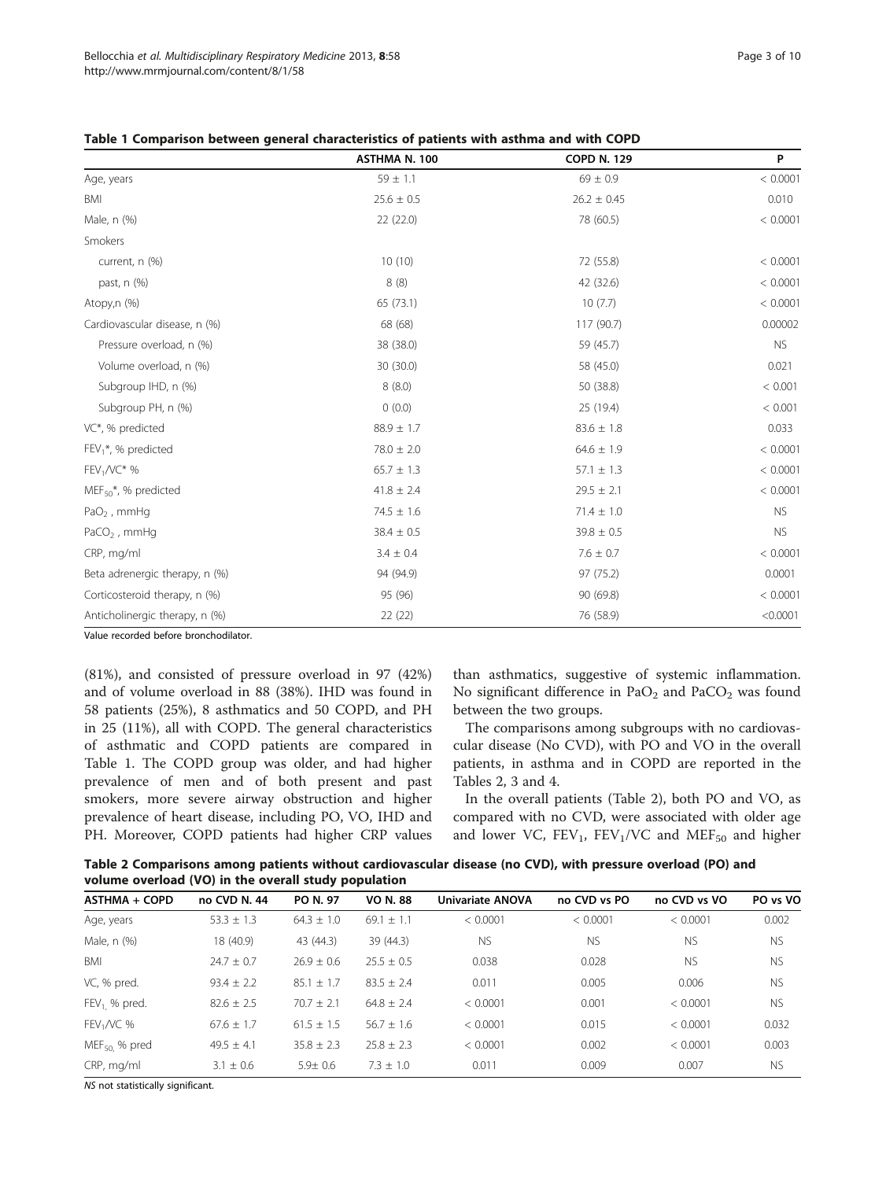**Table 1 Comparison between general characteristics of patients with asthma and with COPD**

| | ASTHMA N. 100 | COPD N. 129 | P |
|---|---|---|---|
| Age, years | 59 ± 1.1 | 69 ± 0.9 | < 0.0001 |
| BMI | 25.6 ± 0.5 | 26.2 ± 0.45 | 0.010 |
| Male, n (%) | 22 (22.0) | 78 (60.5) | < 0.0001 |
| Smokers | | | |
| current, n (%) | 10 (10) | 72 (55.8) | < 0.0001 |
| past, n (%) | 8 (8) | 42 (32.6) | < 0.0001 |
| Atopy,n (%) | 65 (73.1) | 10 (7.7) | < 0.0001 |
| Cardiovascular disease, n (%) | 68 (68) | 117 (90.7) | 0.00002 |
| Pressure overload, n (%) | 38 (38.0) | 59 (45.7) | NS |
| Volume overload, n (%) | 30 (30.0) | 58 (45.0) | 0.021 |
| Subgroup IHD, n (%) | 8 (8.0) | 50 (38.8) | < 0.001 |
| Subgroup PH, n (%) | 0 (0.0) | 25 (19.4) | < 0.001 |
| VC*, % predicted | 88.9 ± 1.7 | 83.6 ± 1.8 | 0.033 |
| $FEV_1$*, % predicted | 78.0 ± 2.0 | 64.6 ± 1.9 | < 0.0001 |
| $FEV_1$/VC* % | 65.7 ± 1.3 | 57.1 ± 1.3 | < 0.0001 |
| $MEF_{50}$*, % predicted | 41.8 ± 2.4 | 29.5 ± 2.1 | < 0.0001 |
| $PaO_2$ , mmHg | 74.5 ± 1.6 | 71.4 ± 1.0 | NS |
| $PaCO_2$ , mmHg | 38.4 ± 0.5 | 39.8 ± 0.5 | NS |
| CRP, mg/ml | 3.4 ± 0.4 | 7.6 ± 0.7 | < 0.0001 |
| Beta adrenergic therapy, n (%) | 94 (94.9) | 97 (75.2) | 0.0001 |
| Corticosteroid therapy, n (%) | 95 (96) | 90 (69.8) | < 0.0001 |
| Anticholinergic therapy, n (%) | 22 (22) | 76 (58.9) | <0.0001 |

Value recorded before bronchodilator.

(81%), and consisted of pressure overload in 97 (42%) and of volume overload in 88 (38%). IHD was found in 58 patients (25%), 8 asthmatics and 50 COPD, and PH in 25 (11%), all with COPD. The general characteristics of asthmatic and COPD patients are compared in Table 1. The COPD group was older, and had higher prevalence of men and of both present and past smokers, more severe airway obstruction and higher prevalence of heart disease, including PO, VO, IHD and PH. Moreover, COPD patients had higher CRP values than asthmatics, suggestive of systemic inflammation. No significant difference in $PaO_2$ and $PaCO_2$ was found between the two groups.

The comparisons among subgroups with no cardiovascular disease (No CVD), with PO and VO in the overall patients, in asthma and in COPD are reported in the Tables 2, 3 and 4.

In the overall patients (Table 2), both PO and VO, as compared with no CVD, were associated with older age and lower VC, $FEV_1$, $FEV_1$/VC and $MEF_{50}$ and higher

**Table 2 Comparisons among patients without cardiovascular disease (no CVD), with pressure overload (PO) and volume overload (VO) in the overall study population**

| ASTHMA + COPD | no CVD N. 44 | PO N. 97 | VO N. 88 | Univariate ANOVA | no CVD vs PO | no CVD vs VO | PO vs VO |
|---|---|---|---|---|---|---|---|
| Age, years | 53.3 ± 1.3 | 64.3 ± 1.0 | 69.1 ± 1.1 | < 0.0001 | < 0.0001 | < 0.0001 | 0.002 |
| Male, n (%) | 18 (40.9) | 43 (44.3) | 39 (44.3) | NS | NS | NS | NS |
| BMI | 24.7 ± 0.7 | 26.9 ± 0.6 | 25.5 ± 0.5 | 0.038 | 0.028 | NS | NS |
| VC, % pred. | 93.4 ± 2.2 | 85.1 ± 1.7 | 83.5 ± 2.4 | 0.011 | 0.005 | 0.006 | NS |
| $FEV_1$, % pred. | 82.6 ± 2.5 | 70.7 ± 2.1 | 64.8 ± 2.4 | < 0.0001 | 0.001 | < 0.0001 | NS |
| $FEV_1$/VC % | 67.6 ± 1.7 | 61.5 ± 1.5 | 56.7 ± 1.6 | < 0.0001 | 0.015 | < 0.0001 | 0.032 |
| $MEF_{50}$, % pred | 49.5 ± 4.1 | 35.8 ± 2.3 | 25.8 ± 2.3 | < 0.0001 | 0.002 | < 0.0001 | 0.003 |
| CRP, mg/ml | 3.1 ± 0.6 | 5.9± 0.6 | 7.3 ± 1.0 | 0.011 | 0.009 | 0.007 | NS |

*NS* not statistically significant.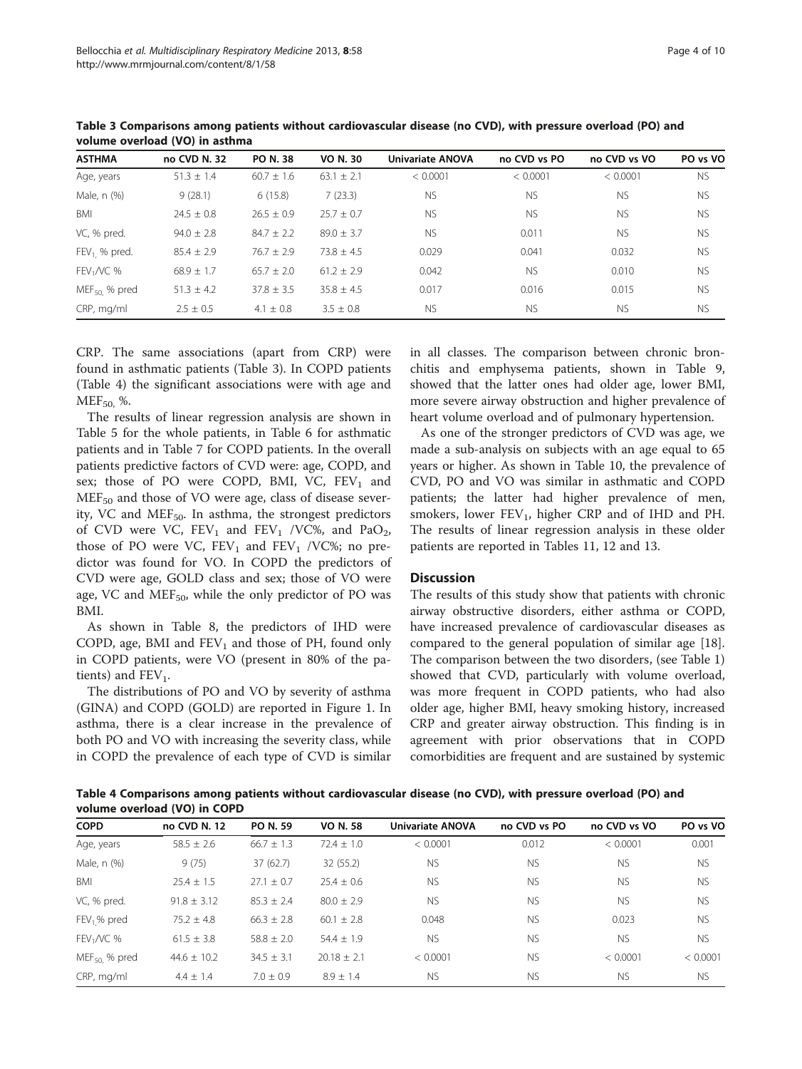**Table 3 Comparisons among patients without cardiovascular disease (no CVD), with pressure overload (PO) and volume overload (VO) in asthma**

| ASTHMA | no CVD N. 32 | PO N. 38 | VO N. 30 | Univariate ANOVA | no CVD vs PO | no CVD vs VO | PO vs VO |
|---|---|---|---|---|---|---|---|
| Age, years | 51.3 ± 1.4 | 60.7 ± 1.6 | 63.1 ± 2.1 | < 0.0001 | < 0.0001 | < 0.0001 | NS |
| Male, n (%) | 9 (28.1) | 6 (15.8) | 7 (23.3) | NS | NS | NS | NS |
| BMI | 24.5 ± 0.8 | 26.5 ± 0.9 | 25.7 ± 0.7 | NS | NS | NS | NS |
| VC, % pred. | 94.0 ± 2.8 | 84.7 ± 2.2 | 89.0 ± 3.7 | NS | 0.011 | NS | NS |
| $FEV_1$ % pred. | 85.4 ± 2.9 | 76.7 ± 2.9 | 73.8 ± 4.5 | 0.029 | 0.041 | 0.032 | NS |
| $FEV_1$/VC % | 68.9 ± 1.7 | 65.7 ± 2.0 | 61.2 ± 2.9 | 0.042 | NS | 0.010 | NS |
| $MEF_{50}$ % pred | 51.3 ± 4.2 | 37.8 ± 3.5 | 35.8 ± 4.5 | 0.017 | 0.016 | 0.015 | NS |
| CRP, mg/ml | 2.5 ± 0.5 | 4.1 ± 0.8 | 3.5 ± 0.8 | NS | NS | NS | NS |

CRP. The same associations (apart from CRP) were found in asthmatic patients (Table 3). In COPD patients (Table 4) the significant associations were with age and $MEF_{50}$ %.

The results of linear regression analysis are shown in Table 5 for the whole patients, in Table 6 for asthmatic patients and in Table 7 for COPD patients. In the overall patients predictive factors of CVD were: age, COPD, and sex; those of PO were COPD, BMI, VC, $FEV_1$ and $MEF_{50}$ and those of VO were age, class of disease severity, VC and $MEF_{50}$. In asthma, the strongest predictors of CVD were VC, $FEV_1$ and $FEV_1$ /VC%, and $PaO_2$, those of PO were VC, $FEV_1$ and $FEV_1$ /VC%; no predictor was found for VO. In COPD the predictors of CVD were age, GOLD class and sex; those of VO were age, VC and $MEF_{50}$, while the only predictor of PO was BMI.

As shown in Table 8, the predictors of IHD were COPD, age, BMI and $FEV_1$ and those of PH, found only in COPD patients, were VO (present in 80% of the patients) and $FEV_1$.

The distributions of PO and VO by severity of asthma (GINA) and COPD (GOLD) are reported in Figure 1. In asthma, there is a clear increase in the prevalence of both PO and VO with increasing the severity class, while in COPD the prevalence of each type of CVD is similar in all classes. The comparison between chronic bronchitis and emphysema patients, shown in Table 9, showed that the latter ones had older age, lower BMI, more severe airway obstruction and higher prevalence of heart volume overload and of pulmonary hypertension.

As one of the stronger predictors of CVD was age, we made a sub-analysis on subjects with an age equal to 65 years or higher. As shown in Table 10, the prevalence of CVD, PO and VO was similar in asthmatic and COPD patients; the latter had higher prevalence of men, smokers, lower $FEV_1$, higher CRP and of IHD and PH. The results of linear regression analysis in these older patients are reported in Tables 11, 12 and 13.

## Discussion

The results of this study show that patients with chronic airway obstructive disorders, either asthma or COPD, have increased prevalence of cardiovascular diseases as compared to the general population of similar age [18]. The comparison between the two disorders, (see Table 1) showed that CVD, particularly with volume overload, was more frequent in COPD patients, who had also older age, higher BMI, heavy smoking history, increased CRP and greater airway obstruction. This finding is in agreement with prior observations that in COPD comorbidities are frequent and are sustained by systemic

**Table 4 Comparisons among patients without cardiovascular disease (no CVD), with pressure overload (PO) and volume overload (VO) in COPD**

| COPD | no CVD N. 12 | PO N. 59 | VO N. 58 | Univariate ANOVA | no CVD vs PO | no CVD vs VO | PO vs VO |
|---|---|---|---|---|---|---|---|
| Age, years | 58.5 ± 2.6 | 66.7 ± 1.3 | 72.4 ± 1.0 | < 0.0001 | 0.012 | < 0.0001 | 0.001 |
| Male, n (%) | 9 (75) | 37 (62.7) | 32 (55.2) | NS | NS | NS | NS |
| BMI | 25.4 ± 1.5 | 27.1 ± 0.7 | 25.4 ± 0.6 | NS | NS | NS | NS |
| VC, % pred. | 91.8 ± 3.12 | 85.3 ± 2.4 | 80.0 ± 2.9 | NS | NS | NS | NS |
| $FEV_1$ % pred | 75.2 ± 4.8 | 66.3 ± 2.8 | 60.1 ± 2.8 | 0.048 | NS | 0.023 | NS |
| $FEV_1$/VC % | 61.5 ± 3.8 | 58.8 ± 2.0 | 54.4 ± 1.9 | NS | NS | NS | NS |
| $MEF_{50}$ % pred | 44.6 ± 10.2 | 34.5 ± 3.1 | 20.18 ± 2.1 | < 0.0001 | NS | < 0.0001 | < 0.0001 |
| CRP, mg/ml | 4.4 ± 1.4 | 7.0 ± 0.9 | 8.9 ± 1.4 | NS | NS | NS | NS |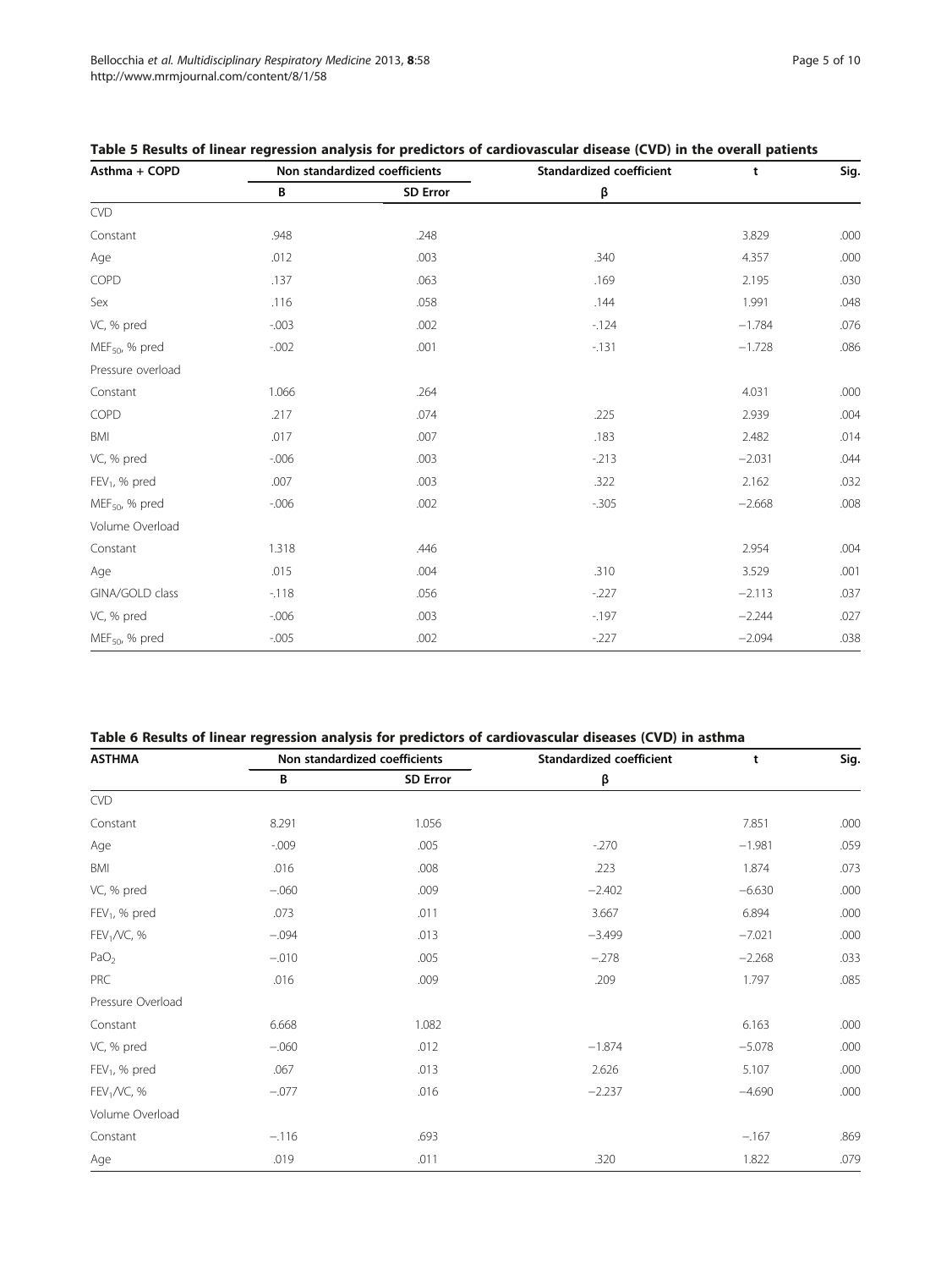**Table 5 Results of linear regression analysis for predictors of cardiovascular disease (CVD) in the overall patients**

| Asthma + COPD | Non standardized coefficients | | Standardized coefficient | t | Sig. |
|---|---|---|---|---|---|
| | B | SD Error | β | | |
| CVD | | | | | |
| Constant | .948 | .248 | | 3.829 | .000 |
| Age | .012 | .003 | .340 | 4.357 | .000 |
| COPD | .137 | .063 | .169 | 2.195 | .030 |
| Sex | .116 | .058 | .144 | 1.991 | .048 |
| VC, % pred | -.003 | .002 | -.124 | −1.784 | .076 |
| $MEF_{50}$, % pred | -.002 | .001 | -.131 | −1.728 | .086 |
| Pressure overload | | | | | |
| Constant | 1.066 | .264 | | 4.031 | .000 |
| COPD | .217 | .074 | .225 | 2.939 | .004 |
| BMI | .017 | .007 | .183 | 2.482 | .014 |
| VC, % pred | -.006 | .003 | -.213 | −2.031 | .044 |
| $FEV_1$, % pred | .007 | .003 | .322 | 2.162 | .032 |
| $MEF_{50}$, % pred | -.006 | .002 | -.305 | −2.668 | .008 |
| Volume Overload | | | | | |
| Constant | 1.318 | .446 | | 2.954 | .004 |
| Age | .015 | .004 | .310 | 3.529 | .001 |
| GINA/GOLD class | -.118 | .056 | -.227 | −2.113 | .037 |
| VC, % pred | -.006 | .003 | -.197 | −2.244 | .027 |
| $MEF_{50}$, % pred | -.005 | .002 | -.227 | −2.094 | .038 |

**Table 6 Results of linear regression analysis for predictors of cardiovascular diseases (CVD) in asthma**

| ASTHMA | Non standardized coefficients | | Standardized coefficient | t | Sig. |
|---|---|---|---|---|---|
| | B | SD Error | β | | |
| CVD | | | | | |
| Constant | 8.291 | 1.056 | | 7.851 | .000 |
| Age | -.009 | .005 | -.270 | −1.981 | .059 |
| BMI | .016 | .008 | .223 | 1.874 | .073 |
| VC, % pred | −.060 | .009 | −2.402 | −6.630 | .000 |
| $FEV_1$, % pred | .073 | .011 | 3.667 | 6.894 | .000 |
| $FEV_1$/VC, % | −.094 | .013 | −3.499 | −7.021 | .000 |
| $PaO_2$ | −.010 | .005 | −.278 | −2.268 | .033 |
| PRC | .016 | .009 | .209 | 1.797 | .085 |
| Pressure Overload | | | | | |
| Constant | 6.668 | 1.082 | | 6.163 | .000 |
| VC, % pred | −.060 | .012 | −1.874 | −5.078 | .000 |
| $FEV_1$, % pred | .067 | .013 | 2.626 | 5.107 | .000 |
| $FEV_1$/VC, % | −.077 | .016 | −2.237 | −4.690 | .000 |
| Volume Overload | | | | | |
| Constant | −.116 | .693 | | −.167 | .869 |
| Age | .019 | .011 | .320 | 1.822 | .079 |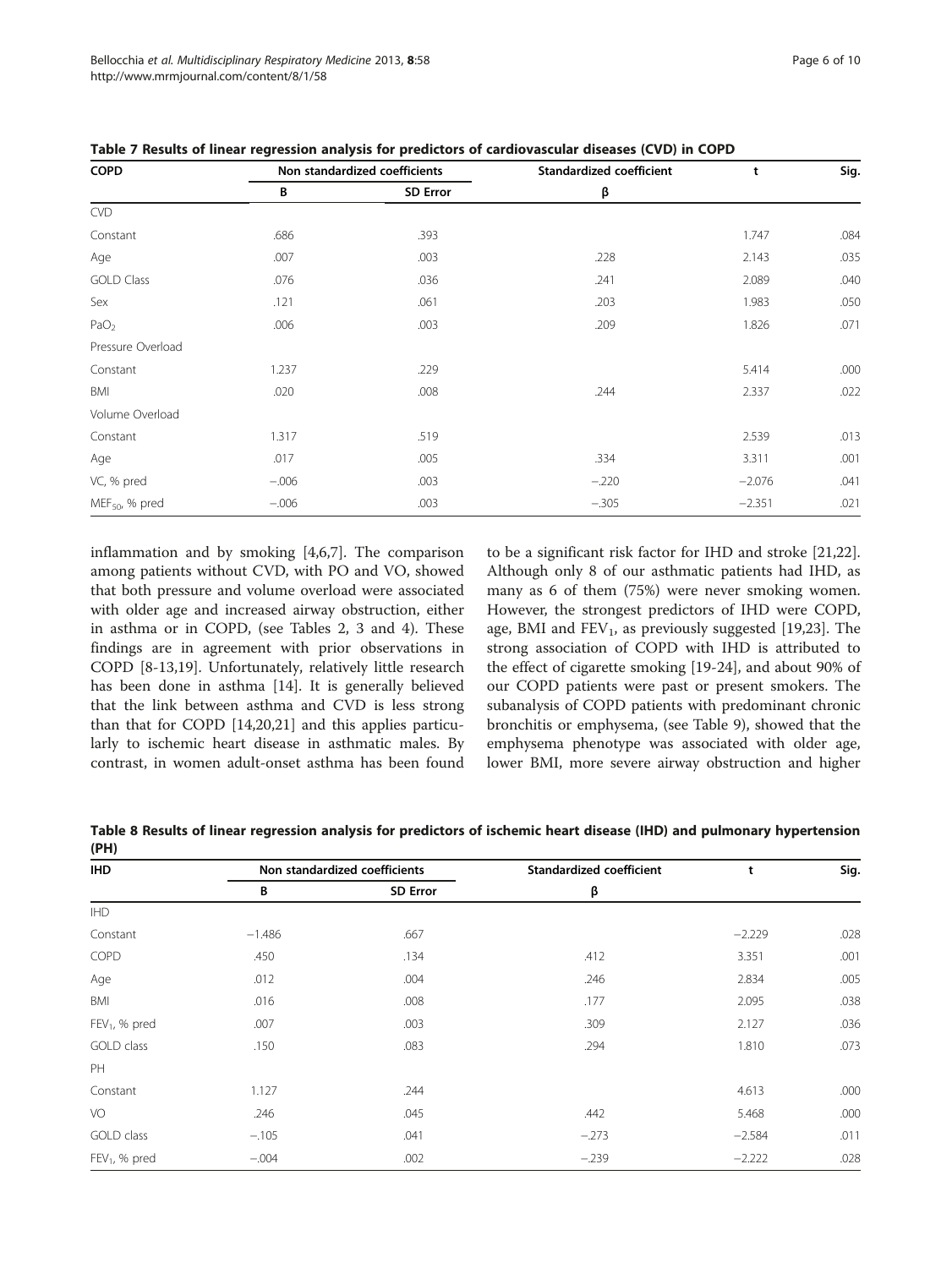**Table 7 Results of linear regression analysis for predictors of cardiovascular diseases (CVD) in COPD**

| COPD | Non standardized coefficients | | Standardized coefficient | t | Sig. |
|---|---|---|---|---|---|
| | B | SD Error | β | | |
| CVD | | | | | |
| Constant | .686 | .393 | | 1.747 | .084 |
| Age | .007 | .003 | .228 | 2.143 | .035 |
| GOLD Class | .076 | .036 | .241 | 2.089 | .040 |
| Sex | .121 | .061 | .203 | 1.983 | .050 |
| $PaO_2$ | .006 | .003 | .209 | 1.826 | .071 |
| Pressure Overload | | | | | |
| Constant | 1.237 | .229 | | 5.414 | .000 |
| BMI | .020 | .008 | .244 | 2.337 | .022 |
| Volume Overload | | | | | |
| Constant | 1.317 | .519 | | 2.539 | .013 |
| Age | .017 | .005 | .334 | 3.311 | .001 |
| VC, % pred | −.006 | .003 | −.220 | −2.076 | .041 |
| $MEF_{50}$, % pred | −.006 | .003 | −.305 | −2.351 | .021 |

inflammation and by smoking [4,6,7]. The comparison among patients without CVD, with PO and VO, showed that both pressure and volume overload were associated with older age and increased airway obstruction, either in asthma or in COPD, (see Tables 2, 3 and 4). These findings are in agreement with prior observations in COPD [8-13,19]. Unfortunately, relatively little research has been done in asthma [14]. It is generally believed that the link between asthma and CVD is less strong than that for COPD [14,20,21] and this applies particularly to ischemic heart disease in asthmatic males. By contrast, in women adult-onset asthma has been found to be a significant risk factor for IHD and stroke [21,22]. Although only 8 of our asthmatic patients had IHD, as many as 6 of them (75%) were never smoking women. However, the strongest predictors of IHD were COPD, age, BMI and $FEV_1$, as previously suggested [19,23]. The strong association of COPD with IHD is attributed to the effect of cigarette smoking [19-24], and about 90% of our COPD patients were past or present smokers. The subanalysis of COPD patients with predominant chronic bronchitis or emphysema, (see Table 9), showed that the emphysema phenotype was associated with older age, lower BMI, more severe airway obstruction and higher

**Table 8 Results of linear regression analysis for predictors of ischemic heart disease (IHD) and pulmonary hypertension (PH)**

| IHD | Non standardized coefficients | | Standardized coefficient | t | Sig. |
|---|---|---|---|---|---|
| | B | SD Error | β | | |
| IHD | | | | | |
| Constant | −1.486 | .667 | | −2.229 | .028 |
| COPD | .450 | .134 | .412 | 3.351 | .001 |
| Age | .012 | .004 | .246 | 2.834 | .005 |
| BMI | .016 | .008 | .177 | 2.095 | .038 |
| $FEV_1$, % pred | .007 | .003 | .309 | 2.127 | .036 |
| GOLD class | .150 | .083 | .294 | 1.810 | .073 |
| PH | | | | | |
| Constant | 1.127 | .244 | | 4.613 | .000 |
| VO | .246 | .045 | .442 | 5.468 | .000 |
| GOLD class | −.105 | .041 | −.273 | −2.584 | .011 |
| $FEV_1$, % pred | −.004 | .002 | −.239 | −2.222 | .028 |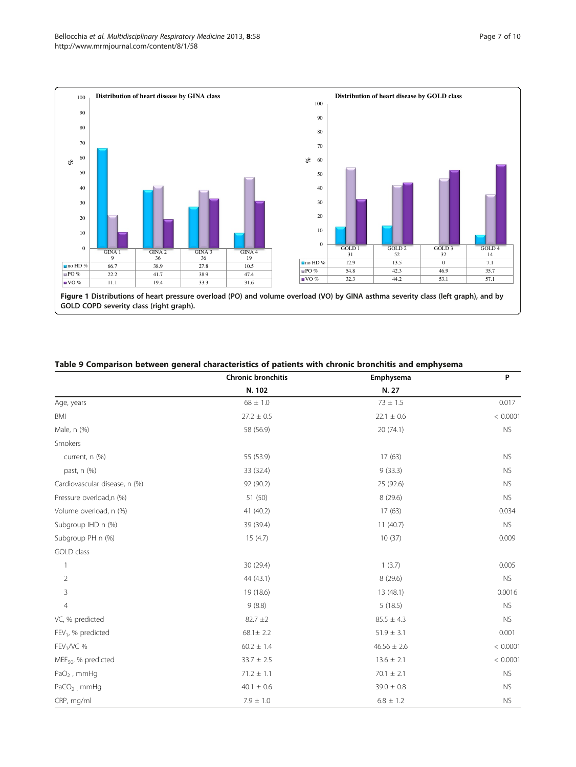**Figure 1 Distributions of heart pressure overload (PO) and volume overload (VO) by GINA asthma severity class (left graph), and by GOLD COPD severity class (right graph).**

**Distribution of heart disease by GINA class**

| | GINA 1 9 | GINA 2 36 | GINA 3 36 | GINA 4 19 |
|---|---|---|---|---|
| no HD % | 66.7 | 38.9 | 27.8 | 10.5 |
| PO % | 22.2 | 41.7 | 38.9 | 47.4 |
| VO % | 11.1 | 19.4 | 33.3 | 31.6 |

**Distribution of heart disease by GOLD class**

| | GOLD 1 31 | GOLD 2 52 | GOLD 3 32 | GOLD 4 14 |
|---|---|---|---|---|
| no HD % | 12.9 | 13.5 | 0 | 7.1 |
| PO % | 54.8 | 42.3 | 46.9 | 35.7 |
| VO % | 32.3 | 44.2 | 53.1 | 57.1 |

**Table 9 Comparison between general characteristics of patients with chronic bronchitis and emphysema**

| | Chronic bronchitis | Emphysema | P |
|---|---|---|---|
| | N. 102 | N. 27 | |
| Age, years | 68 ± 1.0 | 73 ± 1.5 | 0.017 |
| BMI | 27.2 ± 0.5 | 22.1 ± 0.6 | < 0.0001 |
| Male, n (%) | 58 (56.9) | 20 (74.1) | NS |
| Smokers | | | |
| current, n (%) | 55 (53.9) | 17 (63) | NS |
| past, n (%) | 33 (32.4) | 9 (33.3) | NS |
| Cardiovascular disease, n (%) | 92 (90.2) | 25 (92.6) | NS |
| Pressure overload,n (%) | 51 (50) | 8 (29.6) | NS |
| Volume overload, n (%) | 41 (40.2) | 17 (63) | 0.034 |
| Subgroup IHD n (%) | 39 (39.4) | 11 (40.7) | NS |
| Subgroup PH n (%) | 15 (4.7) | 10 (37) | 0.009 |
| GOLD class | | | |
| 1 | 30 (29.4) | 1 (3.7) | 0.005 |
| 2 | 44 (43.1) | 8 (29.6) | NS |
| 3 | 19 (18.6) | 13 (48.1) | 0.0016 |
| 4 | 9 (8.8) | 5 (18.5) | NS |
| VC, % predicted | 82.7 ±2 | 85.5 ± 4.3 | NS |
| $FEV_1$, % predicted | 68.1± 2.2 | 51.9 ± 3.1 | 0.001 |
| $FEV_1$/VC % | 60.2 ± 1.4 | 46.56 ± 2.6 | < 0.0001 |
| $MEF_{50}$, % predicted | 33.7 ± 2.5 | 13.6 ± 2.1 | < 0.0001 |
| $PaO_2$ , mmHg | 71.2 ± 1.1 | 70.1 ± 2.1 | NS |
| $PaCO_2$ , mmHg | 40.1 ± 0.6 | 39.0 ± 0.8 | NS |
| CRP, mg/ml | 7.9 ± 1.0 | 6.8 ± 1.2 | NS |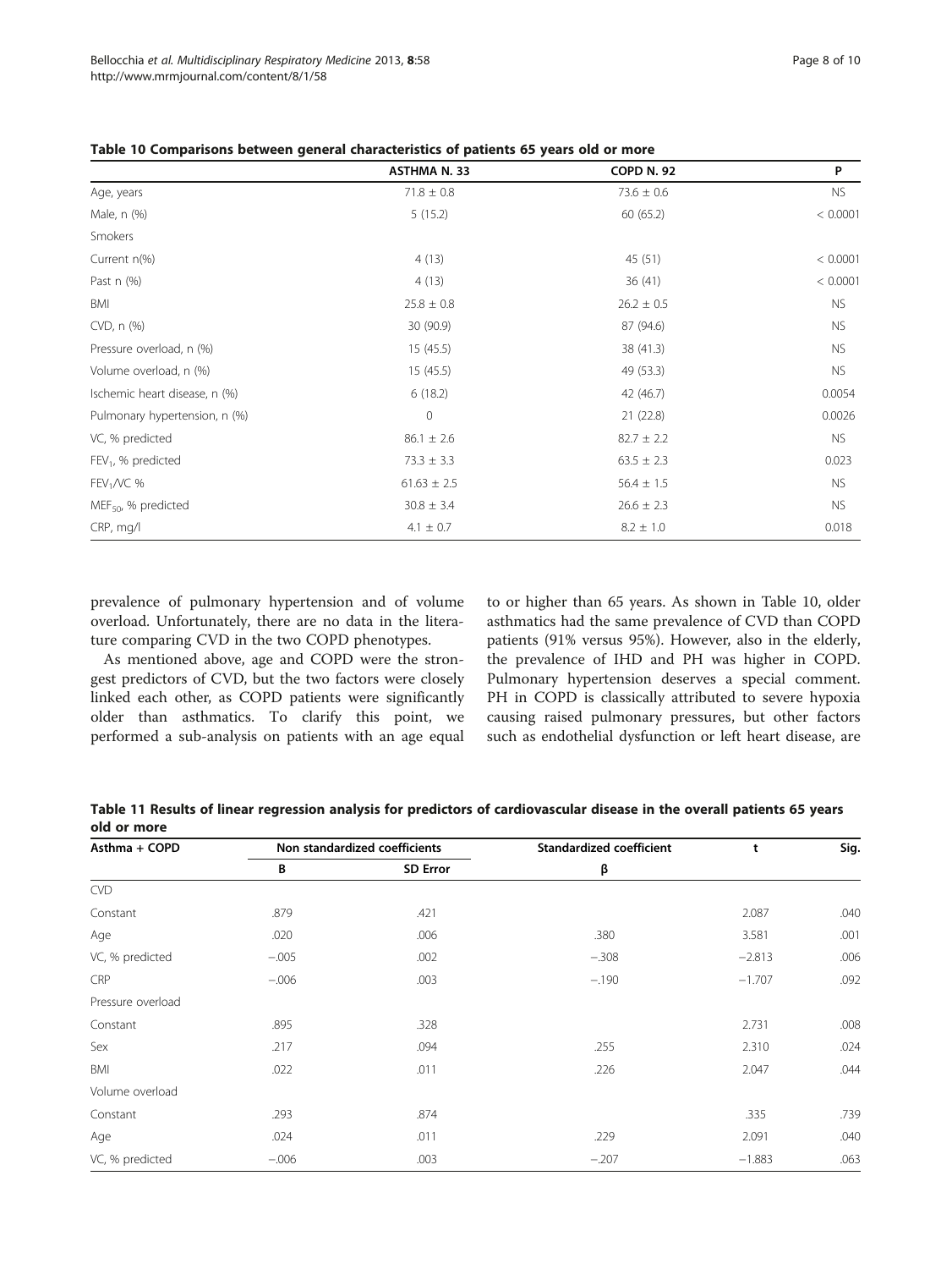**Table 10 Comparisons between general characteristics of patients 65 years old or more**

| | ASTHMA N. 33 | COPD N. 92 | P |
|---|---|---|---|
| Age, years | 71.8 ± 0.8 | 73.6 ± 0.6 | NS |
| Male, n (%) | 5 (15.2) | 60 (65.2) | < 0.0001 |
| Smokers | | | |
| Current n(%) | 4 (13) | 45 (51) | < 0.0001 |
| Past n (%) | 4 (13) | 36 (41) | < 0.0001 |
| BMI | 25.8 ± 0.8 | 26.2 ± 0.5 | NS |
| CVD, n (%) | 30 (90.9) | 87 (94.6) | NS |
| Pressure overload, n (%) | 15 (45.5) | 38 (41.3) | NS |
| Volume overload, n (%) | 15 (45.5) | 49 (53.3) | NS |
| Ischemic heart disease, n (%) | 6 (18.2) | 42 (46.7) | 0.0054 |
| Pulmonary hypertension, n (%) | 0 | 21 (22.8) | 0.0026 |
| VC, % predicted | 86.1 ± 2.6 | 82.7 ± 2.2 | NS |
| $FEV_1$, % predicted | 73.3 ± 3.3 | 63.5 ± 2.3 | 0.023 |
| $FEV_1$/VC % | 61.63 ± 2.5 | 56.4 ± 1.5 | NS |
| $MEF_{50}$, % predicted | 30.8 ± 3.4 | 26.6 ± 2.3 | NS |
| CRP, mg/l | 4.1 ± 0.7 | 8.2 ± 1.0 | 0.018 |

prevalence of pulmonary hypertension and of volume overload. Unfortunately, there are no data in the literature comparing CVD in the two COPD phenotypes.

As mentioned above, age and COPD were the strongest predictors of CVD, but the two factors were closely linked each other, as COPD patients were significantly older than asthmatics. To clarify this point, we performed a sub-analysis on patients with an age equal to or higher than 65 years. As shown in Table 10, older asthmatics had the same prevalence of CVD than COPD patients (91% versus 95%). However, also in the elderly, the prevalence of IHD and PH was higher in COPD. Pulmonary hypertension deserves a special comment. PH in COPD is classically attributed to severe hypoxia causing raised pulmonary pressures, but other factors such as endothelial dysfunction or left heart disease, are

**Table 11 Results of linear regression analysis for predictors of cardiovascular disease in the overall patients 65 years old or more**

| Asthma + COPD | Non standardized coefficients | | Standardized coefficient | t | Sig. |
|---|---|---|---|---|---|
| | B | SD Error | β | | |
| CVD | | | | | |
| Constant | .879 | .421 | | 2.087 | .040 |
| Age | .020 | .006 | .380 | 3.581 | .001 |
| VC, % predicted | −.005 | .002 | −.308 | −2.813 | .006 |
| CRP | −.006 | .003 | −.190 | −1.707 | .092 |
| Pressure overload | | | | | |
| Constant | .895 | .328 | | 2.731 | .008 |
| Sex | .217 | .094 | .255 | 2.310 | .024 |
| BMI | .022 | .011 | .226 | 2.047 | .044 |
| Volume overload | | | | | |
| Constant | .293 | .874 | | .335 | .739 |
| Age | .024 | .011 | .229 | 2.091 | .040 |
| VC, % predicted | −.006 | .003 | −.207 | −1.883 | .063 |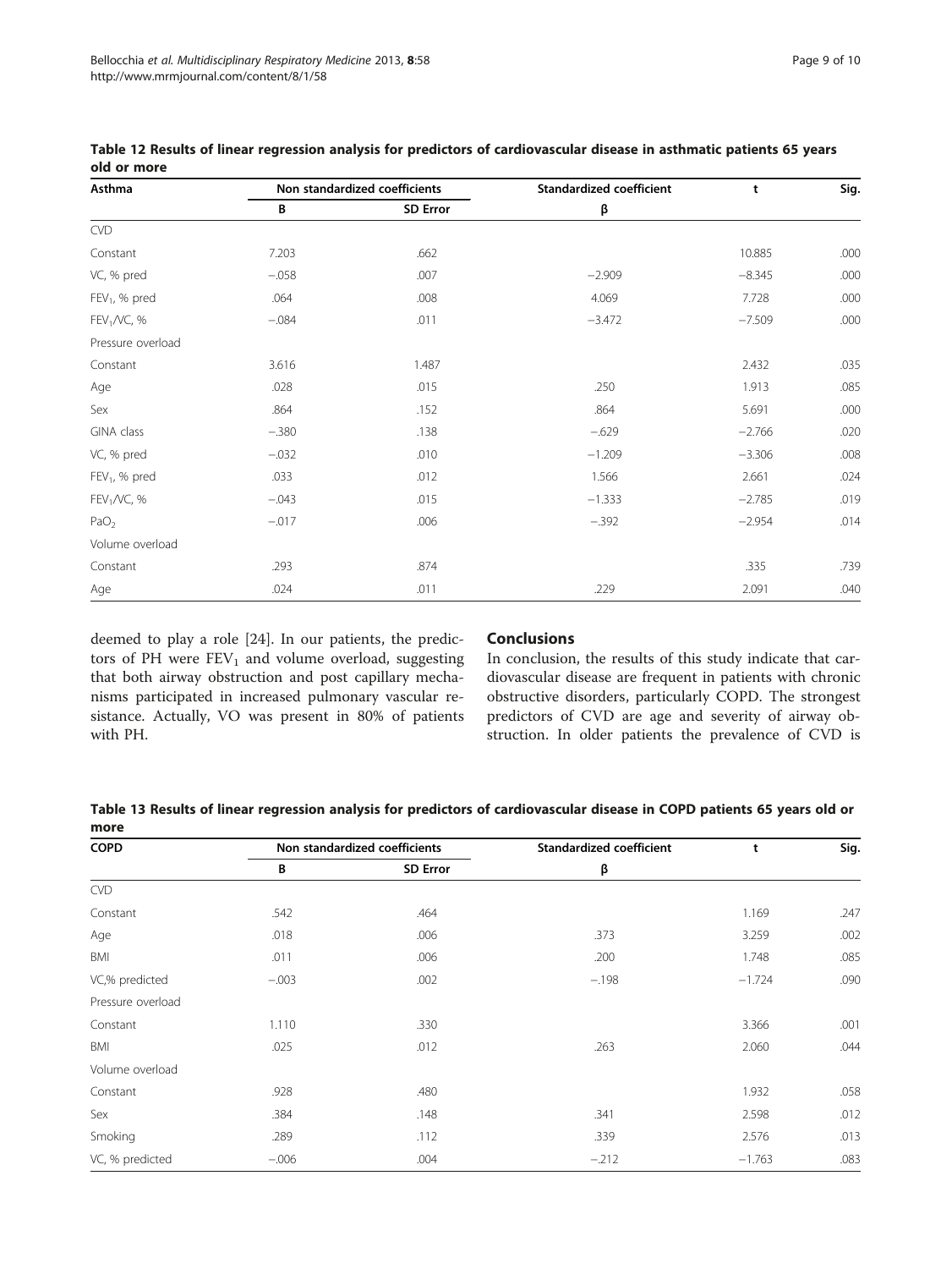**Table 12 Results of linear regression analysis for predictors of cardiovascular disease in asthmatic patients 65 years old or more**

| Asthma | Non standardized coefficients | | Standardized coefficient | t | Sig. |
|---|---|---|---|---|---|
| | B | SD Error | β | | |
| CVD | | | | | |
| Constant | 7.203 | .662 | | 10.885 | .000 |
| VC, % pred | −.058 | .007 | −2.909 | −8.345 | .000 |
| $FEV_1$, % pred | .064 | .008 | 4.069 | 7.728 | .000 |
| $FEV_1$/VC, % | −.084 | .011 | −3.472 | −7.509 | .000 |
| Pressure overload | | | | | |
| Constant | 3.616 | 1.487 | | 2.432 | .035 |
| Age | .028 | .015 | .250 | 1.913 | .085 |
| Sex | .864 | .152 | .864 | 5.691 | .000 |
| GINA class | −.380 | .138 | −.629 | −2.766 | .020 |
| VC, % pred | −.032 | .010 | −1.209 | −3.306 | .008 |
| $FEV_1$, % pred | .033 | .012 | 1.566 | 2.661 | .024 |
| $FEV_1$/VC, % | −.043 | .015 | −1.333 | −2.785 | .019 |
| $PaO_2$ | −.017 | .006 | −.392 | −2.954 | .014 |
| Volume overload | | | | | |
| Constant | .293 | .874 | | .335 | .739 |
| Age | .024 | .011 | .229 | 2.091 | .040 |

deemed to play a role [24]. In our patients, the predictors of PH were $FEV_1$ and volume overload, suggesting that both airway obstruction and post capillary mechanisms participated in increased pulmonary vascular resistance. Actually, VO was present in 80% of patients with PH.

## Conclusions

In conclusion, the results of this study indicate that cardiovascular disease are frequent in patients with chronic obstructive disorders, particularly COPD. The strongest predictors of CVD are age and severity of airway obstruction. In older patients the prevalence of CVD is

**Table 13 Results of linear regression analysis for predictors of cardiovascular disease in COPD patients 65 years old or more**

| COPD | Non standardized coefficients | | Standardized coefficient | t | Sig. |
|---|---|---|---|---|---|
| | B | SD Error | β | | |
| CVD | | | | | |
| Constant | .542 | .464 | | 1.169 | .247 |
| Age | .018 | .006 | .373 | 3.259 | .002 |
| BMI | .011 | .006 | .200 | 1.748 | .085 |
| VC,% predicted | −.003 | .002 | −.198 | −1.724 | .090 |
| Pressure overload | | | | | |
| Constant | 1.110 | .330 | | 3.366 | .001 |
| BMI | .025 | .012 | .263 | 2.060 | .044 |
| Volume overload | | | | | |
| Constant | .928 | .480 | | 1.932 | .058 |
| Sex | .384 | .148 | .341 | 2.598 | .012 |
| Smoking | .289 | .112 | .339 | 2.576 | .013 |
| VC, % predicted | −.006 | .004 | −.212 | −1.763 | .083 |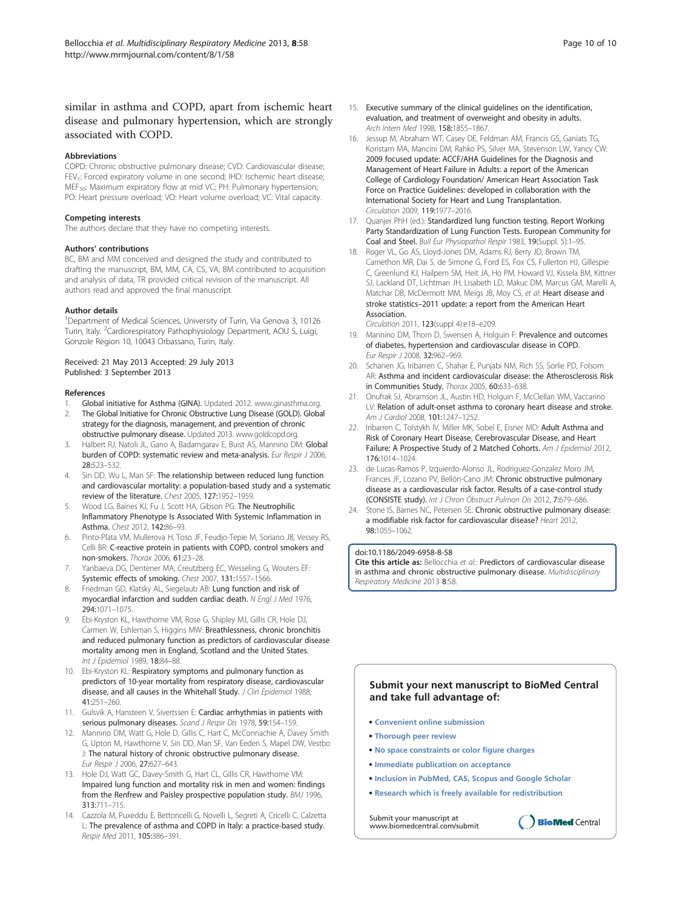similar in asthma and COPD, apart from ischemic heart disease and pulmonary hypertension, which are strongly associated with COPD.

### Abbreviations

COPD: Chronic obstructive pulmonary disease; CVD: Cardiovascular disease; $FEV_1$: Forced expiratory volume in one second; IHD: Ischemic heart disease; $MEF_{50}$: Maximum expiratory flow at mid VC; PH: Pulmonary hypertension; PO: Heart pressure overload; VO: Heart volume overload; VC: Vital capacity.

### Competing interests

The authors declare that they have no competing interests.

### Authors' contributions

BC, BM and MM conceived and designed the study and contributed to drafting the manuscript, BM, MM, CA, CS, VA, BM contributed to acquisition and analysis of data, TR provided critical revision of the manuscript. All authors read and approved the final manuscript.

### Author details

[1]Department of Medical Sciences, University of Turin, Via Genova 3, 10126 Turin, Italy. [2]Cardiorespiratory Pathophysiology Department, AOU S, Luigi, Gonzole Region 10, 10043 Orbassano, Turin, Italy.

Received: 21 May 2013 Accepted: 29 July 2013
Published: 3 September 2013

### References

1. Global initiative for Asthma (GINA). Updated 2012. www.ginasthma.org.
2. The Global Initiative for Chronic Obstructive Lung Disease (GOLD). Global strategy for the diagnosis, management, and prevention of chronic obstructive pulmonary disease. Updated 2013. www.goldcopd.org.
3. Halbert RJ, Natoli JL, Gano A, Badamgarav E, Buist AS, Mannino DM: Global burden of COPD: systematic review and meta-analysis. *Eur Respir J* 2006, 28:523–532.
4. Sin DD, Wu L, Man SF: The relationship between reduced lung function and cardiovascular mortality: a population-based study and a systematic review of the literature. *Chest* 2005, 127:1952–1959.
5. Wood LG, Baines KJ, Fu J, Scott HA, Gibson PG: The Neutrophilic Inflammatory Phenotype Is Associated With Systemic Inflammation in Asthma. *Chest* 2012, 142:86–93.
6. Pinto-Plata VM, Mullerova H, Toso JF, Feudjo-Tepie M, Soriano JB, Vessey RS, Celli BR: C-reactive protein in patients with COPD, control smokers and non-smokers. *Thorax* 2006, 61:23–28.
7. Yanbaeva DG, Dentener MA, Creutzberg EC, Wesseling G, Wouters EF: Systemic effects of smoking. *Chest* 2007, 131:1557–1566.
8. Friedman GD, Klatsky AL, Siegelaub AB: Lung function and risk of myocardial infarction and sudden cardiac death. *N Engl J Med* 1976, 294:1071–1075.
9. Ebi-Kryston KL, Hawthorne VM, Rose G, Shipley MJ, Gillis CR, Hole DJ, Carmen W, Eshleman S, Higgins MW: Breathlessness, chronic bronchitis and reduced pulmonary function as predictors of cardiovascular disease mortality among men in England, Scotland and the United States. *Int J Epidemiol* 1989, 18:84–88.
10. Ebi-Kryston KL: Respiratory symptoms and pulmonary function as predictors of 10-year mortality from respiratory disease, cardiovascular disease, and all causes in the Whitehall Study. *J Clin Epidemiol* 1988, 41:251–260.
11. Gulsvik A, Hansteen V, Sivertssen E: Cardiac arrhythmias in patients with serious pulmonary diseases. *Scand J Respir Dis* 1978, 59:154–159.
12. Mannino DM, Watt G, Hole D, Gillis C, Hart C, McConnachie A, Davey Smith G, Upton M, Hawthorne V, Sin DD, Man SF, Van Eeden S, Mapel DW, Vestbo J: The natural history of chronic obstructive pulmonary disease. *Eur Respir J* 2006, 27:627–643.
13. Hole DJ, Watt GC, Davey-Smith G, Hart CL, Gillis CR, Hawthorne VM: Impaired lung function and mortality risk in men and women: findings from the Renfrew and Paisley prospective population study. *BMJ* 1996, 313:711–715.
14. Cazzola M, Puxeddu E, Bettoncelli G, Novelli L, Segreti A, Cricelli C, Calzetta L: The prevalence of asthma and COPD in Italy: a practice-based study. *Respir Med* 2011, 105:386–391.
15. Executive summary of the clinical guidelines on the identification, evaluation, and treatment of overweight and obesity in adults. *Arch Intern Med* 1998, 158:1855–1867.
16. Jessup M, Abraham WT, Casey DE, Feldman AM, Francis GS, Ganiats TG, Konstam MA, Mancini DM, Rahko PS, Silver MA, Stevenson LW, Yancy CW: 2009 focused update: ACCF/AHA Guidelines for the Diagnosis and Management of Heart Failure in Adults: a report of the American College of Cardiology Foundation/ American Heart Association Task Force on Practice Guidelines: developed in collaboration with the International Society for Heart and Lung Transplantation. *Circulation* 2009, 119:1977–2016.
17. Quanjer PhH (ed.): Standardized lung function testing. Report Working Party Standardization of Lung Function Tests. European Community for Coal and Steel. *Bull Eur Physiopathol Respir* 1983, 19(Suppl. 5):1–95.
18. Roger VL, Go AS, Lloyd-Jones DM, Adams RJ, Berry JD, Brown TM, Carnethon MR, Dai S, de Simone G, Ford ES, Fox CS, Fullerton HJ, Gillespie C, Greenlund KJ, Hailpern SM, Heit JA, Ho PM, Howard VJ, Kissela BM, Kittner SJ, Lackland DT, Lichtman JH, Lisabeth LD, Makuc DM, Marcus GM, Marelli A, Matchar DB, McDermott MM, Meigs JB, Moy CS, *et al*: Heart disease and stroke statistics–2011 update: a report from the American Heart Association. *Circulation* 2011, 123(suppl 4):e18–e209.
19. Mannino DM, Thorn D, Swensen A, Holguin F: Prevalence and outcomes of diabetes, hypertension and cardiovascular disease in COPD. *Eur Respir J* 2008, 32:962–969.
20. Schanen JG, Iribarren C, Shahar E, Punjabi NM, Rich SS, Sorlie PD, Folsom AR: Asthma and incident cardiovascular disease: the Atherosclerosis Risk in Communities Study. *Thorax* 2005, 60:633–638.
21. Onufrak SJ, Abramson JL, Austin HD, Holguin F, McClellan WM, Vaccarino LV: Relation of adult-onset asthma to coronary heart disease and stroke. *Am J Cardiol* 2008, 101:1247–1252.
22. Iribarren C, Tolstykh IV, Miller MK, Sobel E, Eisner MD: Adult Asthma and Risk of Coronary Heart Disease, Cerebrovascular Disease, and Heart Failure: A Prospective Study of 2 Matched Cohorts. *Am J Epidemiol* 2012, 176:1014–1024.
23. de Lucas-Ramos P, Izquierdo-Alonso JL, Rodriguez-Gonzalez Moro JM, Frances JF, Lozano PV, Bellón-Cano JM: Chronic obstructive pulmonary disease as a cardiovascular risk factor. Results of a case-control study (CONSISTE study). *Int J Chron Obstruct Pulmon Dis* 2012, 7:679–686.
24. Stone IS, Barnes NC, Petersen SE: Chronic obstructive pulmonary disease: a modifiable risk factor for cardiovascular disease? *Heart* 2012, 98:1055–1062.

doi:10.1186/2049-6958-8-58
**Cite this article as:** Bellocchia *et al.*: Predictors of cardiovascular disease in asthma and chronic obstructive pulmonary disease. *Multidisciplinary Respiratory Medicine* 2013 8:58.